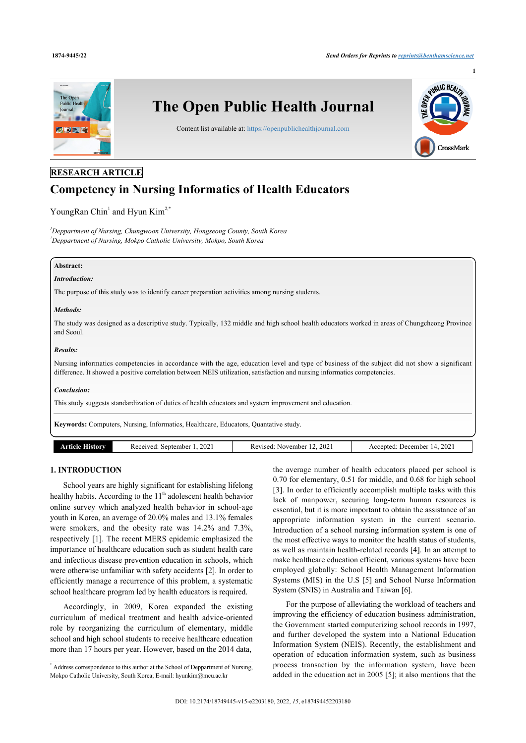RESEARCH ARTICLE

# Competency in Nursing Informatics of Health Educators

YoungRan Chin[1] and Hyun Kim[2,*]

[1]Deppartment of Nursing, Chungwoon University, Hongseong County, South Korea
[2]Deppartment of Nursing, Mokpo Catholic University, Mokpo, South Korea

**Abstract:**

***Introduction:***

The purpose of this study was to identify career preparation activities among nursing students.

***Methods:***

The study was designed as a descriptive study. Typically, 132 middle and high school health educators worked in areas of Chungcheong Province and Seoul.

***Results:***

Nursing informatics competencies in accordance with the age, education level and type of business of the subject did not show a significant difference. It showed a positive correlation between NEIS utilization, satisfaction and nursing informatics competencies.

***Conclusion:***

This study suggests standardization of duties of health educators and system improvement and education.

**Keywords:** Computers, Nursing, Informatics, Healthcare, Educators, Quantative study.

| Article History | Received: September 1, 2021 | Revised: November 12, 2021 | Accepted: December 14, 2021 |
|---|---|---|---|

## 1. INTRODUCTION

School years are highly significant for establishing lifelong healthy habits. According to the 11th adolescent health behavior online survey which analyzed health behavior in school-age youth in Korea, an average of 20.0% males and 13.1% females were smokers, and the obesity rate was 14.2% and 7.3%, respectively [1]. The recent MERS epidemic emphasized the importance of healthcare education such as student health care and infectious disease prevention education in schools, which were otherwise unfamiliar with safety accidents [2]. In order to efficiently manage a recurrence of this problem, a systematic school healthcare program led by health educators is required.

Accordingly, in 2009, Korea expanded the existing curriculum of medical treatment and health advice-oriented role by reorganizing the curriculum of elementary, middle school and high school students to receive healthcare education more than 17 hours per year. However, based on the 2014 data, the average number of health educators placed per school is 0.70 for elementary, 0.51 for middle, and 0.68 for high school [3]. In order to efficiently accomplish multiple tasks with this lack of manpower, securing long-term human resources is essential, but it is more important to obtain the assistance of an appropriate information system in the current scenario. Introduction of a school nursing information system is one of the most effective ways to monitor the health status of students, as well as maintain health-related records [4]. In an attempt to make healthcare education efficient, various systems have been employed globally: School Health Management Information Systems (MIS) in the U.S [5] and School Nurse Information System (SNIS) in Australia and Taiwan [6].

For the purpose of alleviating the workload of teachers and improving the efficiency of education business administration, the Government started computerizing school records in 1997, and further developed the system into a National Education Information System (NEIS). Recently, the establishment and operation of education information system, such as business process transaction by the information system, have been added in the education act in 2005 [5]; it also mentions that the

* Address correspondence to this author at the School of Deppartment of Nursing, Mokpo Catholic University, South Korea; E-mail: hyunkim@mcu.ac.kr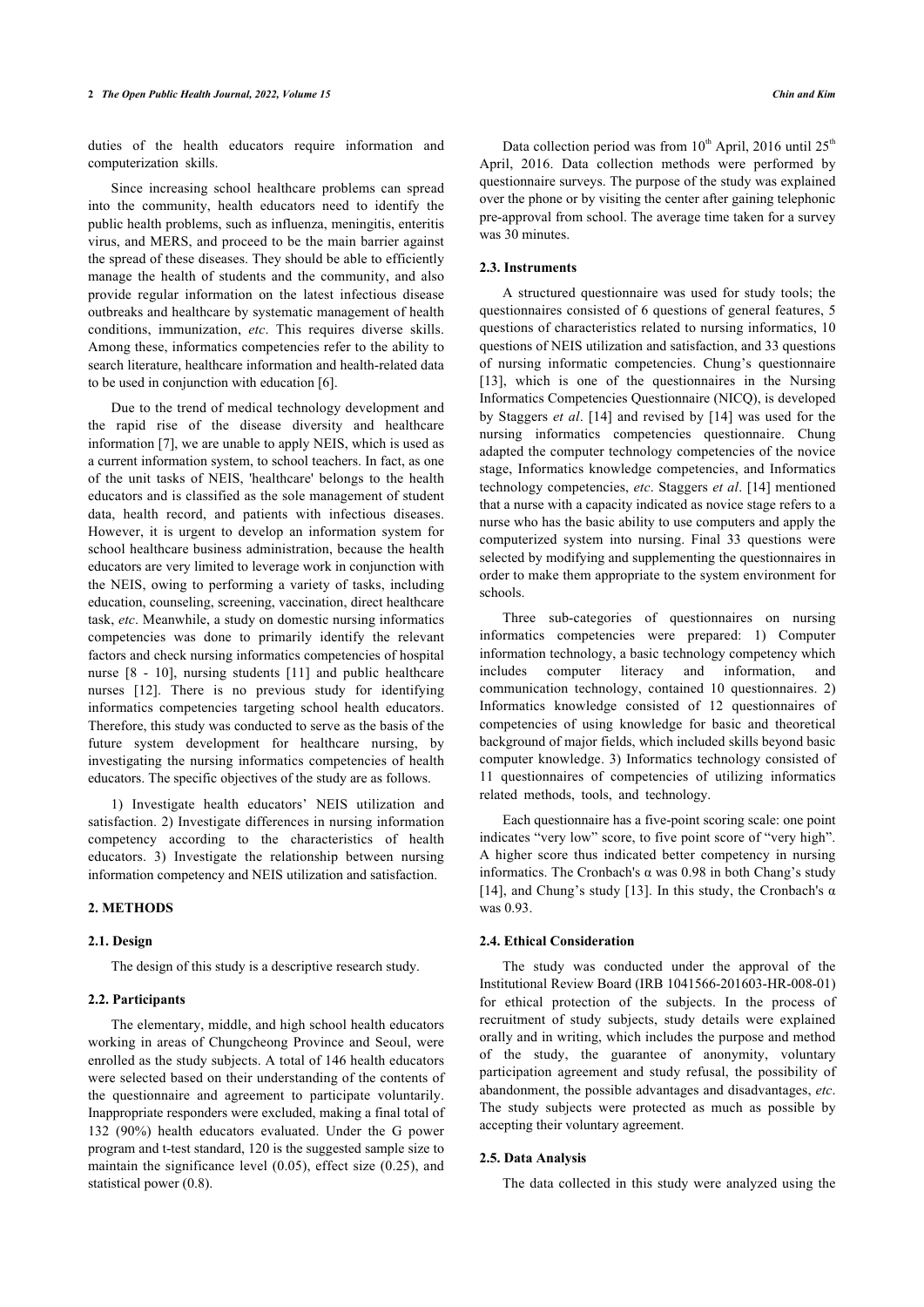duties of the health educators require information and computerization skills.

Since increasing school healthcare problems can spread into the community, health educators need to identify the public health problems, such as influenza, meningitis, enteritis virus, and MERS, and proceed to be the main barrier against the spread of these diseases. They should be able to efficiently manage the health of students and the community, and also provide regular information on the latest infectious disease outbreaks and healthcare by systematic management of health conditions, immunization, *etc*. This requires diverse skills. Among these, informatics competencies refer to the ability to search literature, healthcare information and health-related data to be used in conjunction with education [6].

Due to the trend of medical technology development and the rapid rise of the disease diversity and healthcare information [7], we are unable to apply NEIS, which is used as a current information system, to school teachers. In fact, as one of the unit tasks of NEIS, 'healthcare' belongs to the health educators and is classified as the sole management of student data, health record, and patients with infectious diseases. However, it is urgent to develop an information system for school healthcare business administration, because the health educators are very limited to leverage work in conjunction with the NEIS, owing to performing a variety of tasks, including education, counseling, screening, vaccination, direct healthcare task, *etc*. Meanwhile, a study on domestic nursing informatics competencies was done to primarily identify the relevant factors and check nursing informatics competencies of hospital nurse [8 - 10], nursing students [11] and public healthcare nurses [12]. There is no previous study for identifying informatics competencies targeting school health educators. Therefore, this study was conducted to serve as the basis of the future system development for healthcare nursing, by investigating the nursing informatics competencies of health educators. The specific objectives of the study are as follows.

1) Investigate health educators' NEIS utilization and satisfaction. 2) Investigate differences in nursing information competency according to the characteristics of health educators. 3) Investigate the relationship between nursing information competency and NEIS utilization and satisfaction.

## 2. METHODS

### 2.1. Design

The design of this study is a descriptive research study.

### 2.2. Participants

The elementary, middle, and high school health educators working in areas of Chungcheong Province and Seoul, were enrolled as the study subjects. A total of 146 health educators were selected based on their understanding of the contents of the questionnaire and agreement to participate voluntarily. Inappropriate responders were excluded, making a final total of 132 (90%) health educators evaluated. Under the G power program and t-test standard, 120 is the suggested sample size to maintain the significance level (0.05), effect size (0.25), and statistical power (0.8).

Data collection period was from 10th April, 2016 until 25th April, 2016. Data collection methods were performed by questionnaire surveys. The purpose of the study was explained over the phone or by visiting the center after gaining telephonic pre-approval from school. The average time taken for a survey was 30 minutes.

### 2.3. Instruments

A structured questionnaire was used for study tools; the questionnaires consisted of 6 questions of general features, 5 questions of characteristics related to nursing informatics, 10 questions of NEIS utilization and satisfaction, and 33 questions of nursing informatic competencies. Chung's questionnaire [13], which is one of the questionnaires in the Nursing Informatics Competencies Questionnaire (NICQ), is developed by Staggers *et al*. [14] and revised by [14] was used for the nursing informatics competencies questionnaire. Chung adapted the computer technology competencies of the novice stage, Informatics knowledge competencies, and Informatics technology competencies, *etc*. Staggers *et al*. [14] mentioned that a nurse with a capacity indicated as novice stage refers to a nurse who has the basic ability to use computers and apply the computerized system into nursing. Final 33 questions were selected by modifying and supplementing the questionnaires in order to make them appropriate to the system environment for schools.

Three sub-categories of questionnaires on nursing informatics competencies were prepared: 1) Computer information technology, a basic technology competency which includes computer literacy and information, and communication technology, contained 10 questionnaires. 2) Informatics knowledge consisted of 12 questionnaires of competencies of using knowledge for basic and theoretical background of major fields, which included skills beyond basic computer knowledge. 3) Informatics technology consisted of 11 questionnaires of competencies of utilizing informatics related methods, tools, and technology.

Each questionnaire has a five-point scoring scale: one point indicates "very low" score, to five point score of "very high". A higher score thus indicated better competency in nursing informatics. The Cronbach's α was 0.98 in both Chang's study [14], and Chung's study [13]. In this study, the Cronbach's α was 0.93.

### 2.4. Ethical Consideration

The study was conducted under the approval of the Institutional Review Board (IRB 1041566-201603-HR-008-01) for ethical protection of the subjects. In the process of recruitment of study subjects, study details were explained orally and in writing, which includes the purpose and method of the study, the guarantee of anonymity, voluntary participation agreement and study refusal, the possibility of abandonment, the possible advantages and disadvantages, *etc*. The study subjects were protected as much as possible by accepting their voluntary agreement.

### 2.5. Data Analysis

The data collected in this study were analyzed using the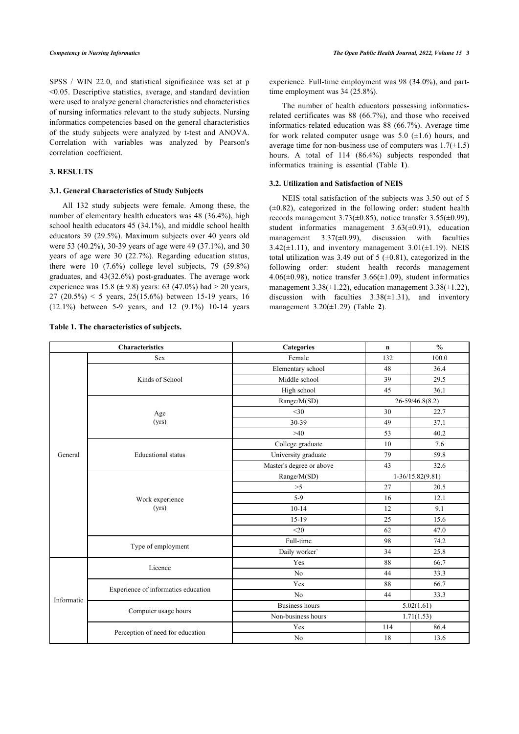SPSS / WIN 22.0, and statistical significance was set at p <0.05. Descriptive statistics, average, and standard deviation were used to analyze general characteristics and characteristics of nursing informatics relevant to the study subjects. Nursing informatics competencies based on the general characteristics of the study subjects were analyzed by t-test and ANOVA. Correlation with variables was analyzed by Pearson's correlation coefficient.

## 3. RESULTS

### 3.1. General Characteristics of Study Subjects

All 132 study subjects were female. Among these, the number of elementary health educators was 48 (36.4%), high school health educators 45 (34.1%), and middle school health educators 39 (29.5%). Maximum subjects over 40 years old were 53 (40.2%), 30-39 years of age were 49 (37.1%), and 30 years of age were 30 (22.7%). Regarding education status, there were 10 (7.6%) college level subjects, 79 (59.8%) graduates, and 43(32.6%) post-graduates. The average work experience was 15.8 (± 9.8) years: 63 (47.0%) had > 20 years, 27 (20.5%) < 5 years, 25(15.6%) between 15-19 years, 16 (12.1%) between 5-9 years, and 12 (9.1%) 10-14 years experience. Full-time employment was 98 (34.0%), and part-time employment was 34 (25.8%).

The number of health educators possessing informatics-related certificates was 88 (66.7%), and those who received informatics-related education was 88 (66.7%). Average time for work related computer usage was 5.0 (±1.6) hours, and average time for non-business use of computers was 1.7(±1.5) hours. A total of 114 (86.4%) subjects responded that informatics training is essential (Table **1**).

### 3.2. Utilization and Satisfaction of NEIS

NEIS total satisfaction of the subjects was 3.50 out of 5 (±0.82), categorized in the following order: student health records management 3.73(±0.85), notice transfer 3.55(±0.99), student informatics management 3.63(±0.91), education management 3.37(±0.99), discussion with faculties 3.42(±1.11), and inventory management 3.01(±1.19). NEIS total utilization was 3.49 out of 5 (±0.81), categorized in the following order: student health records management 4.06(±0.98), notice transfer 3.66(±1.09), student informatics management 3.38(±1.22), education management 3.38(±1.22), discussion with faculties 3.38(±1.31), and inventory management 3.20(±1.29) (Table **2**).

**Table 1. The characteristics of subjects.**

| Characteristics | | Categories | n | % |
|---|---|---|---|---|
| General | Sex | Female | 132 | 100.0 |
| | Kinds of School | Elementary school | 48 | 36.4 |
| | | Middle school | 39 | 29.5 |
| | | High school | 45 | 36.1 |
| | Age (yrs) | Range/M(SD) | 26-59/46.8(8.2) | |
| | | <30 | 30 | 22.7 |
| | | 30-39 | 49 | 37.1 |
| | | >40 | 53 | 40.2 |
| | Educational status | College graduate | 10 | 7.6 |
| | | University graduate | 79 | 59.8 |
| | | Master's degree or above | 43 | 32.6 |
| | Work experience (yrs) | Range/M(SD) | 1-36/15.82(9.81) | |
| | | >5 | 27 | 20.5 |
| | | 5-9 | 16 | 12.1 |
| | | 10-14 | 12 | 9.1 |
| | | 15-19 | 25 | 15.6 |
| | | <20 | 62 | 47.0 |
| | Type of employment | Full-time | 98 | 74.2 |
| | | Daily worker` | 34 | 25.8 |
| Informatic | Licence | Yes | 88 | 66.7 |
| | | No | 44 | 33.3 |
| | Experience of informatics education | Yes | 88 | 66.7 |
| | | No | 44 | 33.3 |
| | Computer usage hours | Business hours | 5.02(1.61) | |
| | | Non-business hours | 1.71(1.53) | |
| | Perception of need for education | Yes | 114 | 86.4 |
| | | No | 18 | 13.6 |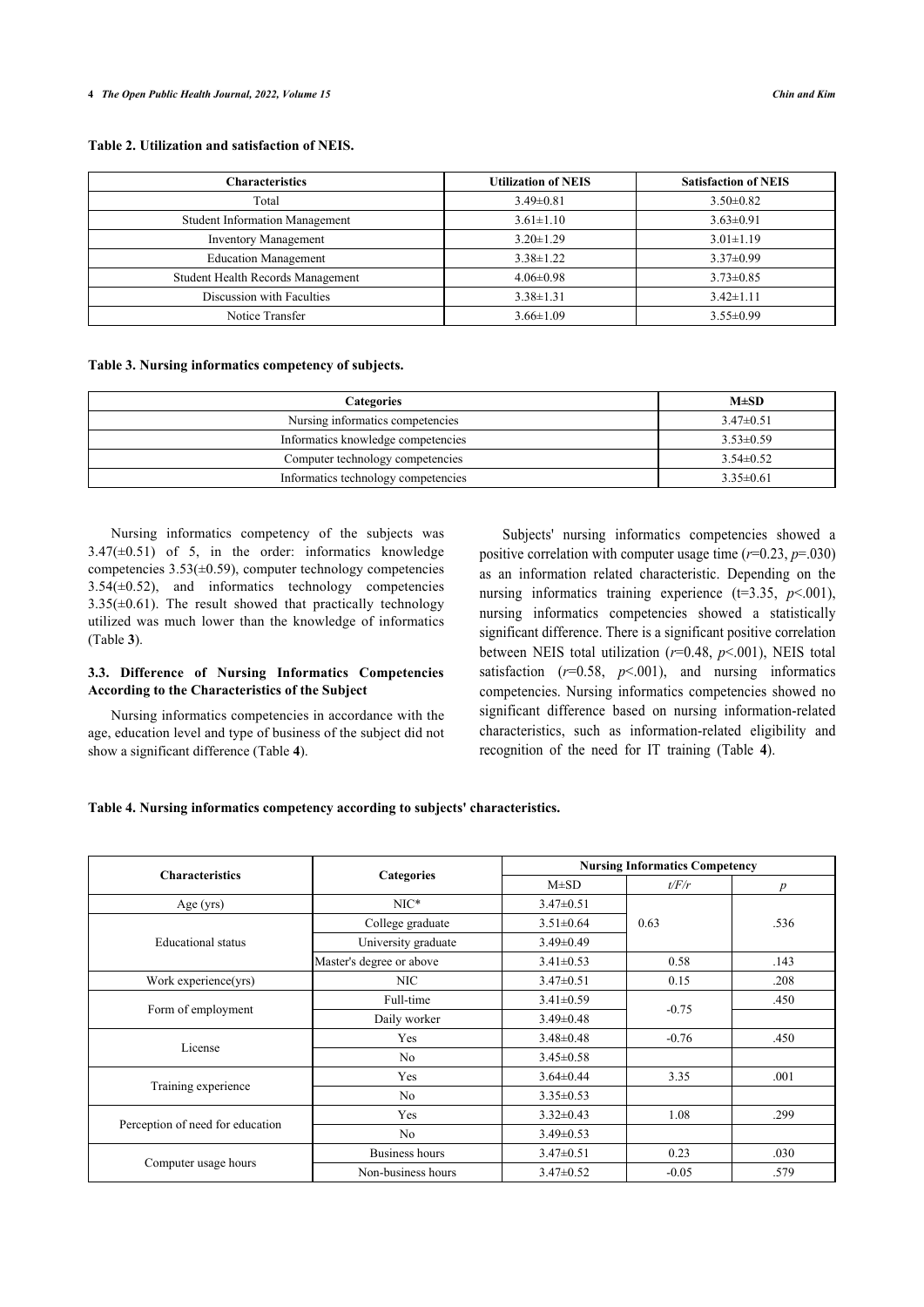**Table 2. Utilization and satisfaction of NEIS.**

| Characteristics | Utilization of NEIS | Satisfaction of NEIS |
|---|---|---|
| Total | 3.49±0.81 | 3.50±0.82 |
| Student Information Management | 3.61±1.10 | 3.63±0.91 |
| Inventory Management | 3.20±1.29 | 3.01±1.19 |
| Education Management | 3.38±1.22 | 3.37±0.99 |
| Student Health Records Management | 4.06±0.98 | 3.73±0.85 |
| Discussion with Faculties | 3.38±1.31 | 3.42±1.11 |
| Notice Transfer | 3.66±1.09 | 3.55±0.99 |

**Table 3. Nursing informatics competency of subjects.**

| Categories | M±SD |
|---|---|
| Nursing informatics competencies | 3.47±0.51 |
| Informatics knowledge competencies | 3.53±0.59 |
| Computer technology competencies | 3.54±0.52 |
| Informatics technology competencies | 3.35±0.61 |

Nursing informatics competency of the subjects was 3.47(±0.51) of 5, in the order: informatics knowledge competencies 3.53(±0.59), computer technology competencies 3.54(±0.52), and informatics technology competencies 3.35(±0.61). The result showed that practically technology utilized was much lower than the knowledge of informatics (Table **3**).

### 3.3. Difference of Nursing Informatics Competencies According to the Characteristics of the Subject

Nursing informatics competencies in accordance with the age, education level and type of business of the subject did not show a significant difference (Table **4**).

Subjects' nursing informatics competencies showed a positive correlation with computer usage time ($r$=0.23, $p$=.030) as an information related characteristic. Depending on the nursing informatics training experience (t=3.35, $p$<.001), nursing informatics competencies showed a statistically significant difference. There is a significant positive correlation between NEIS total utilization ($r$=0.48, $p$<.001), NEIS total satisfaction ($r$=0.58, $p$<.001), and nursing informatics competencies. Nursing informatics competencies showed no significant difference based on nursing information-related characteristics, such as information-related eligibility and recognition of the need for IT training (Table **4**).

**Table 4. Nursing informatics competency according to subjects' characteristics.**

| Characteristics | Categories | Nursing Informatics Competency | | |
|---|---|---|---|---|
| | | M±SD | *t/F/r* | *p* |
| Age (yrs) | NIC* | 3.47±0.51 | | |
| Educational status | College graduate | 3.51±0.64 | 0.63 | .536 |
| | University graduate | 3.49±0.49 | | |
| | Master's degree or above | 3.41±0.53 | 0.58 | .143 |
| Work experience(yrs) | NIC | 3.47±0.51 | 0.15 | .208 |
| Form of employment | Full-time | 3.41±0.59 | -0.75 | .450 |
| | Daily worker | 3.49±0.48 | | |
| License | Yes | 3.48±0.48 | -0.76 | .450 |
| | No | 3.45±0.58 | | |
| Training experience | Yes | 3.64±0.44 | 3.35 | .001 |
| | No | 3.35±0.53 | | |
| Perception of need for education | Yes | 3.32±0.43 | 1.08 | .299 |
| | No | 3.49±0.53 | | |
| Computer usage hours | Business hours | 3.47±0.51 | 0.23 | .030 |
| | Non-business hours | 3.47±0.52 | -0.05 | .579 |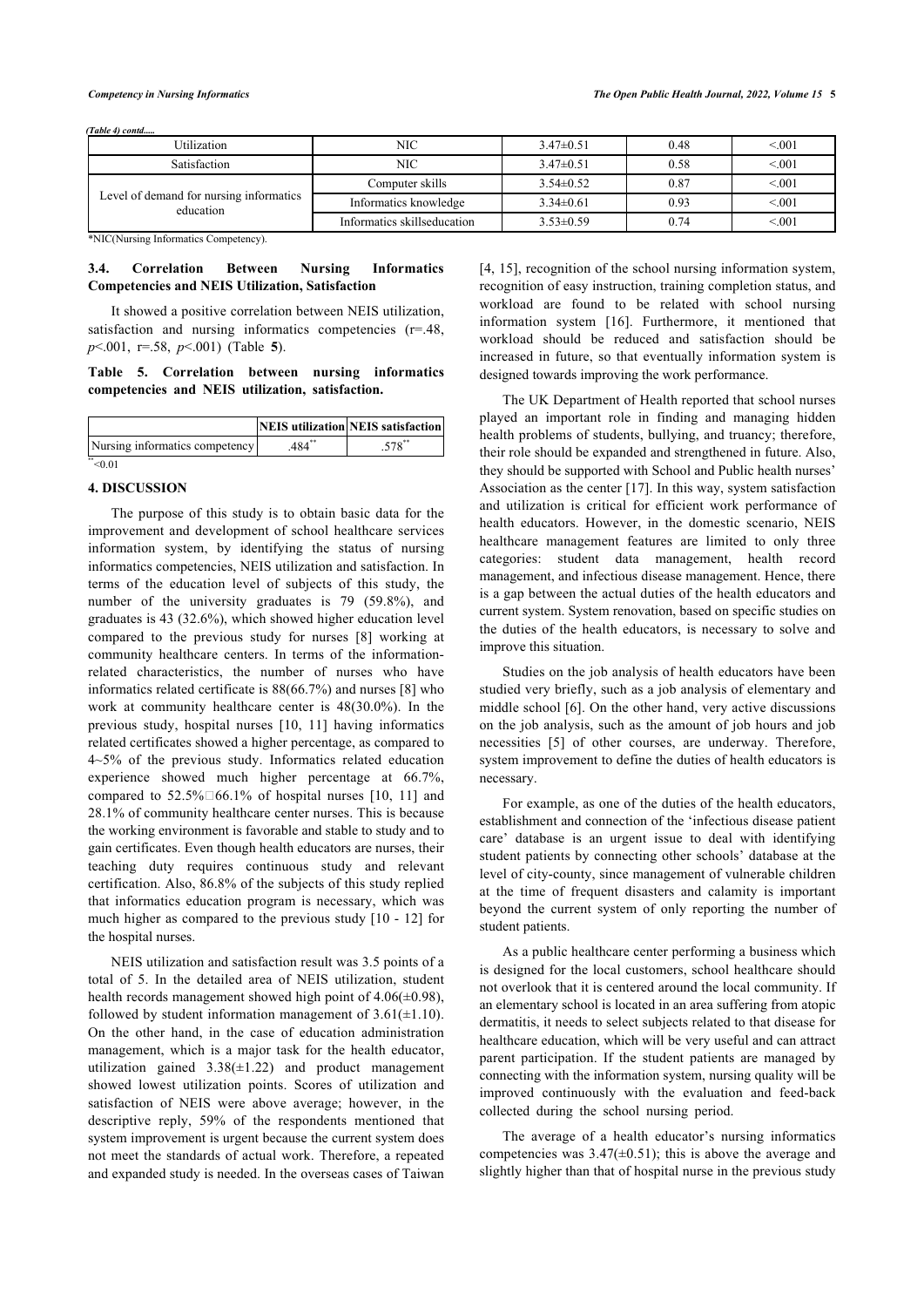*(Table 4) contd.....*

| Utilization | NIC | 3.47±0.51 | 0.48 | <.001 |
|---|---|---|---|---|
| Satisfaction | NIC | 3.47±0.51 | 0.58 | <.001 |
| Level of demand for nursing informatics education | Computer skills | 3.54±0.52 | 0.87 | <.001 |
| | Informatics knowledge | 3.34±0.61 | 0.93 | <.001 |
| | Informatics skillseducation | 3.53±0.59 | 0.74 | <.001 |

*NIC(Nursing Informatics Competency).

### 3.4. Correlation Between Nursing Informatics Competencies and NEIS Utilization, Satisfaction

It showed a positive correlation between NEIS utilization, satisfaction and nursing informatics competencies ($r$=.48, $p$<.001, $r$=.58, $p$<.001) (Table **5**).

**Table 5. Correlation between nursing informatics competencies and NEIS utilization, satisfaction.**

| | NEIS utilization | NEIS satisfaction |
|---|---|---|
| Nursing informatics competency | .484** | .578** |

**<0.01

## 4. DISCUSSION

The purpose of this study is to obtain basic data for the improvement and development of school healthcare services information system, by identifying the status of nursing informatics competencies, NEIS utilization and satisfaction. In terms of the education level of subjects of this study, the number of the university graduates is 79 (59.8%), and graduates is 43 (32.6%), which showed higher education level compared to the previous study for nurses [8] working at community healthcare centers. In terms of the information-related characteristics, the number of nurses who have informatics related certificate is 88(66.7%) and nurses [8] who work at community healthcare center is 48(30.0%). In the previous study, hospital nurses [10, 11] having informatics related certificates showed a higher percentage, as compared to 4~5% of the previous study. Informatics related education experience showed much higher percentage at 66.7%, compared to 52.5%□66.1% of hospital nurses [10, 11] and 28.1% of community healthcare center nurses. This is because the working environment is favorable and stable to study and to gain certificates. Even though health educators are nurses, their teaching duty requires continuous study and relevant certification. Also, 86.8% of the subjects of this study replied that informatics education program is necessary, which was much higher as compared to the previous study [10 - 12] for the hospital nurses.

NEIS utilization and satisfaction result was 3.5 points of a total of 5. In the detailed area of NEIS utilization, student health records management showed high point of 4.06(±0.98), followed by student information management of 3.61(±1.10). On the other hand, in the case of education administration management, which is a major task for the health educator, utilization gained 3.38(±1.22) and product management showed lowest utilization points. Scores of utilization and satisfaction of NEIS were above average; however, in the descriptive reply, 59% of the respondents mentioned that system improvement is urgent because the current system does not meet the standards of actual work. Therefore, a repeated and expanded study is needed. In the overseas cases of Taiwan [4, 15], recognition of the school nursing information system, recognition of easy instruction, training completion status, and workload are found to be related with school nursing information system [16]. Furthermore, it mentioned that workload should be reduced and satisfaction should be increased in future, so that eventually information system is designed towards improving the work performance.

The UK Department of Health reported that school nurses played an important role in finding and managing hidden health problems of students, bullying, and truancy; therefore, their role should be expanded and strengthened in future. Also, they should be supported with School and Public health nurses' Association as the center [17]. In this way, system satisfaction and utilization is critical for efficient work performance of health educators. However, in the domestic scenario, NEIS healthcare management features are limited to only three categories: student data management, health record management, and infectious disease management. Hence, there is a gap between the actual duties of the health educators and current system. System renovation, based on specific studies on the duties of the health educators, is necessary to solve and improve this situation.

Studies on the job analysis of health educators have been studied very briefly, such as a job analysis of elementary and middle school [6]. On the other hand, very active discussions on the job analysis, such as the amount of job hours and job necessities [5] of other courses, are underway. Therefore, system improvement to define the duties of health educators is necessary.

For example, as one of the duties of the health educators, establishment and connection of the 'infectious disease patient care' database is an urgent issue to deal with identifying student patients by connecting other schools' database at the level of city-county, since management of vulnerable children at the time of frequent disasters and calamity is important beyond the current system of only reporting the number of student patients.

As a public healthcare center performing a business which is designed for the local customers, school healthcare should not overlook that it is centered around the local community. If an elementary school is located in an area suffering from atopic dermatitis, it needs to select subjects related to that disease for healthcare education, which will be very useful and can attract parent participation. If the student patients are managed by connecting with the information system, nursing quality will be improved continuously with the evaluation and feed-back collected during the school nursing period.

The average of a health educator's nursing informatics competencies was 3.47(±0.51); this is above the average and slightly higher than that of hospital nurse in the previous study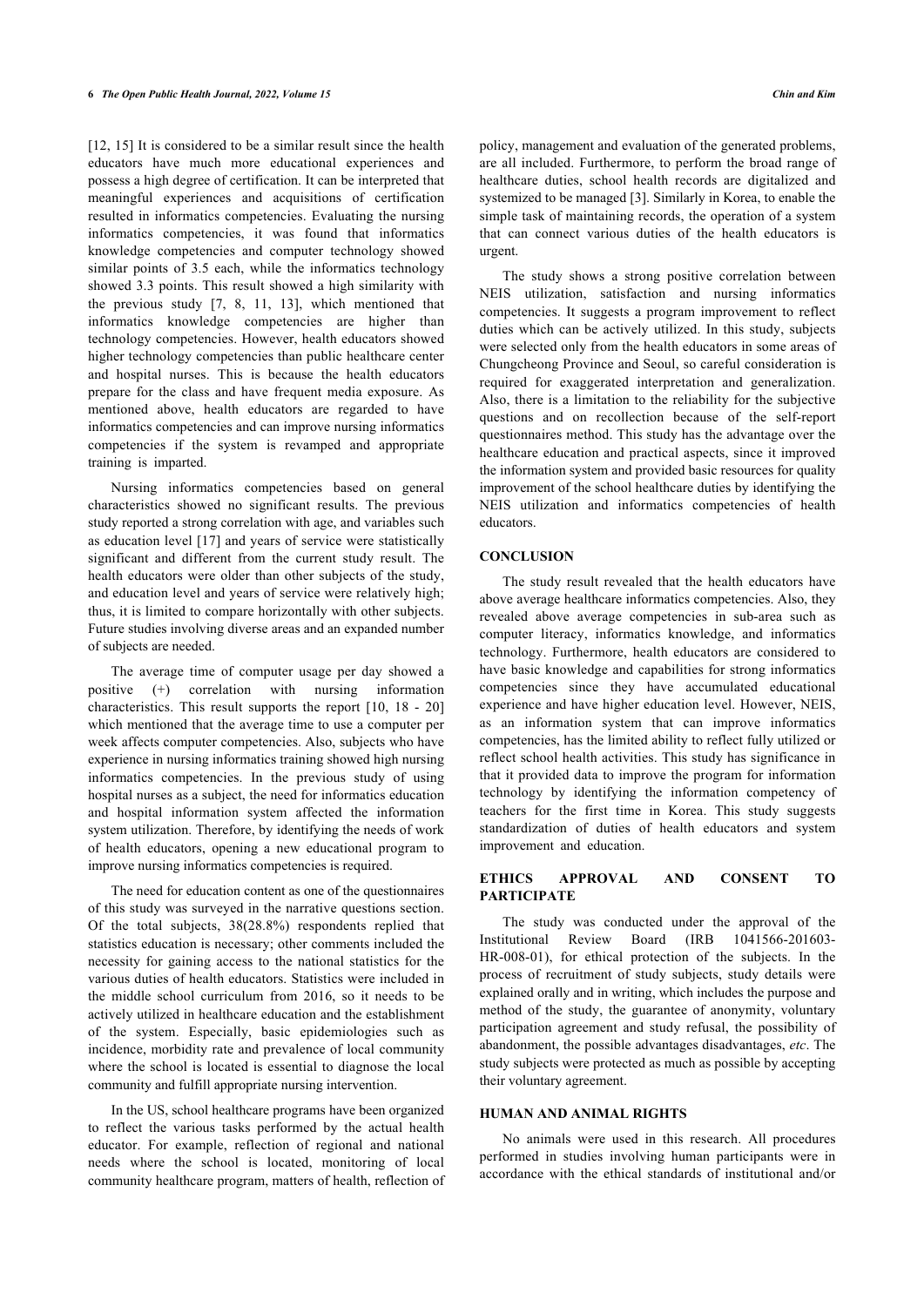[12, 15] It is considered to be a similar result since the health educators have much more educational experiences and possess a high degree of certification. It can be interpreted that meaningful experiences and acquisitions of certification resulted in informatics competencies. Evaluating the nursing informatics competencies, it was found that informatics knowledge competencies and computer technology showed similar points of 3.5 each, while the informatics technology showed 3.3 points. This result showed a high similarity with the previous study [7, 8, 11, 13], which mentioned that informatics knowledge competencies are higher than technology competencies. However, health educators showed higher technology competencies than public healthcare center and hospital nurses. This is because the health educators prepare for the class and have frequent media exposure. As mentioned above, health educators are regarded to have informatics competencies and can improve nursing informatics competencies if the system is revamped and appropriate training is imparted.

Nursing informatics competencies based on general characteristics showed no significant results. The previous study reported a strong correlation with age, and variables such as education level [17] and years of service were statistically significant and different from the current study result. The health educators were older than other subjects of the study, and education level and years of service were relatively high; thus, it is limited to compare horizontally with other subjects. Future studies involving diverse areas and an expanded number of subjects are needed.

The average time of computer usage per day showed a positive (+) correlation with nursing information characteristics. This result supports the report [10, 18 - 20] which mentioned that the average time to use a computer per week affects computer competencies. Also, subjects who have experience in nursing informatics training showed high nursing informatics competencies. In the previous study of using hospital nurses as a subject, the need for informatics education and hospital information system affected the information system utilization. Therefore, by identifying the needs of work of health educators, opening a new educational program to improve nursing informatics competencies is required.

The need for education content as one of the questionnaires of this study was surveyed in the narrative questions section. Of the total subjects, 38(28.8%) respondents replied that statistics education is necessary; other comments included the necessity for gaining access to the national statistics for the various duties of health educators. Statistics were included in the middle school curriculum from 2016, so it needs to be actively utilized in healthcare education and the establishment of the system. Especially, basic epidemiologies such as incidence, morbidity rate and prevalence of local community where the school is located is essential to diagnose the local community and fulfill appropriate nursing intervention.

In the US, school healthcare programs have been organized to reflect the various tasks performed by the actual health educator. For example, reflection of regional and national needs where the school is located, monitoring of local community healthcare program, matters of health, reflection of policy, management and evaluation of the generated problems, are all included. Furthermore, to perform the broad range of healthcare duties, school health records are digitalized and systemized to be managed [3]. Similarly in Korea, to enable the simple task of maintaining records, the operation of a system that can connect various duties of the health educators is urgent.

The study shows a strong positive correlation between NEIS utilization, satisfaction and nursing informatics competencies. It suggests a program improvement to reflect duties which can be actively utilized. In this study, subjects were selected only from the health educators in some areas of Chungcheong Province and Seoul, so careful consideration is required for exaggerated interpretation and generalization. Also, there is a limitation to the reliability for the subjective questions and on recollection because of the self-report questionnaires method. This study has the advantage over the healthcare education and practical aspects, since it improved the information system and provided basic resources for quality improvement of the school healthcare duties by identifying the NEIS utilization and informatics competencies of health educators.

## CONCLUSION

The study result revealed that the health educators have above average healthcare informatics competencies. Also, they revealed above average competencies in sub-area such as computer literacy, informatics knowledge, and informatics technology. Furthermore, health educators are considered to have basic knowledge and capabilities for strong informatics competencies since they have accumulated educational experience and have higher education level. However, NEIS, as an information system that can improve informatics competencies, has the limited ability to reflect fully utilized or reflect school health activities. This study has significance in that it provided data to improve the program for information technology by identifying the information competency of teachers for the first time in Korea. This study suggests standardization of duties of health educators and system improvement and education.

## ETHICS APPROVAL AND CONSENT TO PARTICIPATE

The study was conducted under the approval of the Institutional Review Board (IRB 1041566-201603-HR-008-01), for ethical protection of the subjects. In the process of recruitment of study subjects, study details were explained orally and in writing, which includes the purpose and method of the study, the guarantee of anonymity, voluntary participation agreement and study refusal, the possibility of abandonment, the possible advantages disadvantages, *etc*. The study subjects were protected as much as possible by accepting their voluntary agreement.

## HUMAN AND ANIMAL RIGHTS

No animals were used in this research. All procedures performed in studies involving human participants were in accordance with the ethical standards of institutional and/or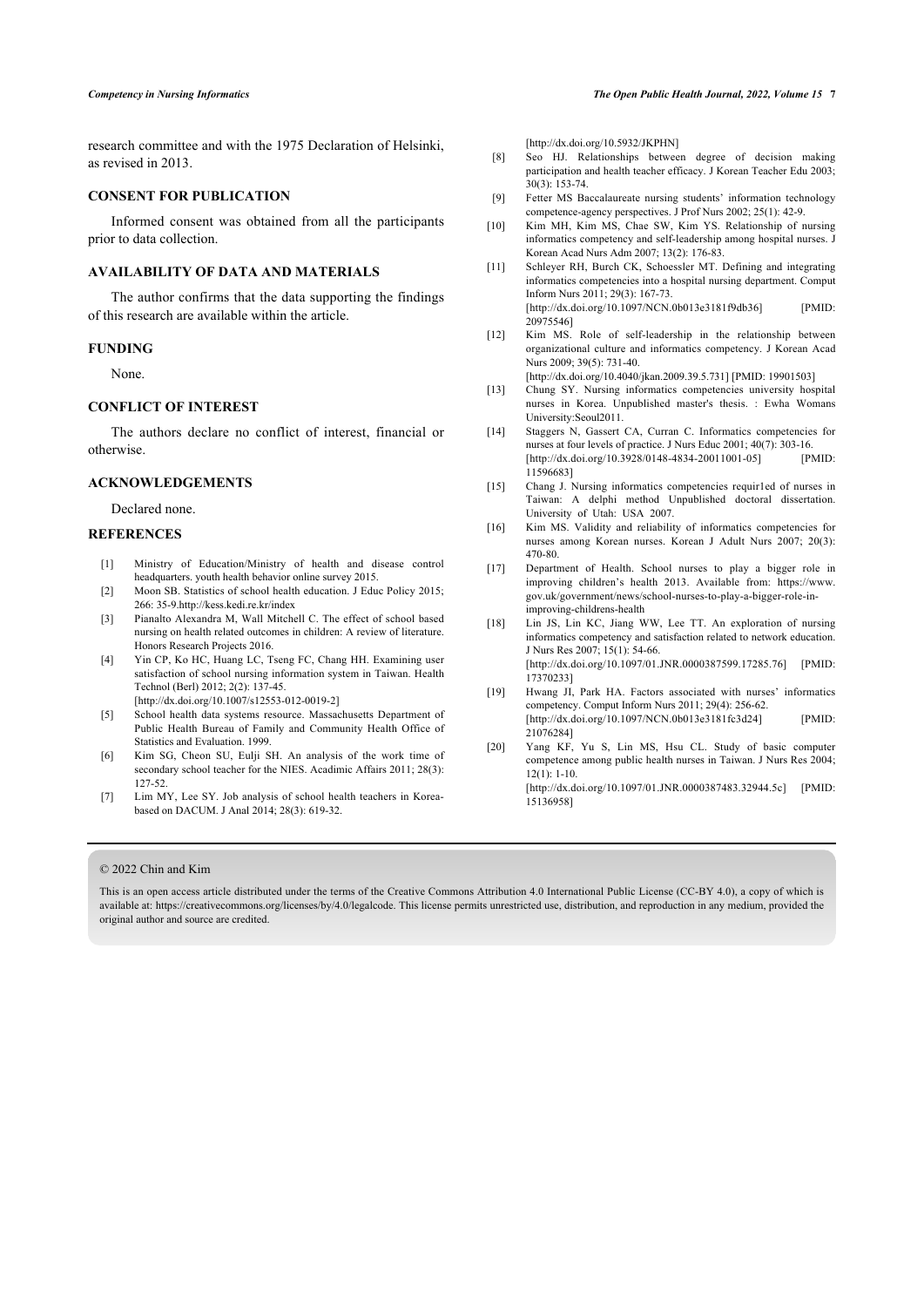research committee and with the 1975 Declaration of Helsinki, as revised in 2013.

## CONSENT FOR PUBLICATION

Informed consent was obtained from all the participants prior to data collection.

## AVAILABILITY OF DATA AND MATERIALS

The author confirms that the data supporting the findings of this research are available within the article.

## FUNDING

None.

## CONFLICT OF INTEREST

The authors declare no conflict of interest, financial or otherwise.

## ACKNOWLEDGEMENTS

Declared none.

## REFERENCES

[1] Ministry of Education/Ministry of health and disease control headquarters. youth health behavior online survey 2015.

[2] Moon SB. Statistics of school health education. J Educ Policy 2015; 266: 35-9.http://kess.kedi.re.kr/index

[3] Pianalto Alexandra M, Wall Mitchell C. The effect of school based nursing on health related outcomes in children: A review of literature. Honors Research Projects 2016.

[4] Yin CP, Ko HC, Huang LC, Tseng FC, Chang HH. Examining user satisfaction of school nursing information system in Taiwan. Health Technol (Berl) 2012; 2(2): 137-45. [http://dx.doi.org/10.1007/s12553-012-0019-2]

[5] School health data systems resource. Massachusetts Department of Public Health Bureau of Family and Community Health Office of Statistics and Evaluation. 1999.

[6] Kim SG, Cheon SU, Eulji SH. An analysis of the work time of secondary school teacher for the NIES. Acadimic Affairs 2011; 28(3): 127-52.

[7] Lim MY, Lee SY. Job analysis of school health teachers in Korea-based on DACUM. J Anal 2014; 28(3): 619-32. [http://dx.doi.org/10.5932/JKPHN]

[8] Seo HJ. Relationships between degree of decision making participation and health teacher efficacy. J Korean Teacher Edu 2003; 30(3): 153-74.

[9] Fetter MS Baccalaureate nursing students' information technology competence-agency perspectives. J Prof Nurs 2002; 25(1): 42-9.

[10] Kim MH, Kim MS, Chae SW, Kim YS. Relationship of nursing informatics competency and self-leadership among hospital nurses. J Korean Acad Nurs Adm 2007; 13(2): 176-83.

[11] Schleyer RH, Burch CK, Schoessler MT. Defining and integrating informatics competencies into a hospital nursing department. Comput Inform Nurs 2011; 29(3): 167-73. [http://dx.doi.org/10.1097/NCN.0b013e3181f9db36] [PMID: 20975546]

[12] Kim MS. Role of self-leadership in the relationship between organizational culture and informatics competency. J Korean Acad Nurs 2009; 39(5): 731-40. [http://dx.doi.org/10.4040/jkan.2009.39.5.731] [PMID: 19901503]

[13] Chung SY. Nursing informatics competencies university hospital nurses in Korea. Unpublished master's thesis. : Ewha Womans University:Seoul2011.

[14] Staggers N, Gassert CA, Curran C. Informatics competencies for nurses at four levels of practice. J Nurs Educ 2001; 40(7): 303-16. [http://dx.doi.org/10.3928/0148-4834-20011001-05] [PMID: 11596683]

[15] Chang J. Nursing informatics competencies requir1ed of nurses in Taiwan: A delphi method Unpublished doctoral dissertation. University of Utah: USA 2007.

[16] Kim MS. Validity and reliability of informatics competencies for nurses among Korean nurses. Korean J Adult Nurs 2007; 20(3): 470-80.

[17] Department of Health. School nurses to play a bigger role in improving children's health 2013. Available from: https://www.gov.uk/government/news/school-nurses-to-play-a-bigger-role-in-improving-childrens-health

[18] Lin JS, Lin KC, Jiang WW, Lee TT. An exploration of nursing informatics competency and satisfaction related to network education. J Nurs Res 2007; 15(1): 54-66. [http://dx.doi.org/10.1097/01.JNR.0000387599.17285.76] [PMID: 17370233]

[19] Hwang JI, Park HA. Factors associated with nurses' informatics competency. Comput Inform Nurs 2011; 29(4): 256-62. [http://dx.doi.org/10.1097/NCN.0b013e3181fc3d24] [PMID: 21076284]

[20] Yang KF, Yu S, Lin MS, Hsu CL. Study of basic computer competence among public health nurses in Taiwan. J Nurs Res 2004; 12(1): 1-10. [http://dx.doi.org/10.1097/01.JNR.0000387483.32944.5c] [PMID: 15136958]

© 2022 Chin and Kim

This is an open access article distributed under the terms of the Creative Commons Attribution 4.0 International Public License (CC-BY 4.0), a copy of which is available at: https://creativecommons.org/licenses/by/4.0/legalcode. This license permits unrestricted use, distribution, and reproduction in any medium, provided the original author and source are credited.